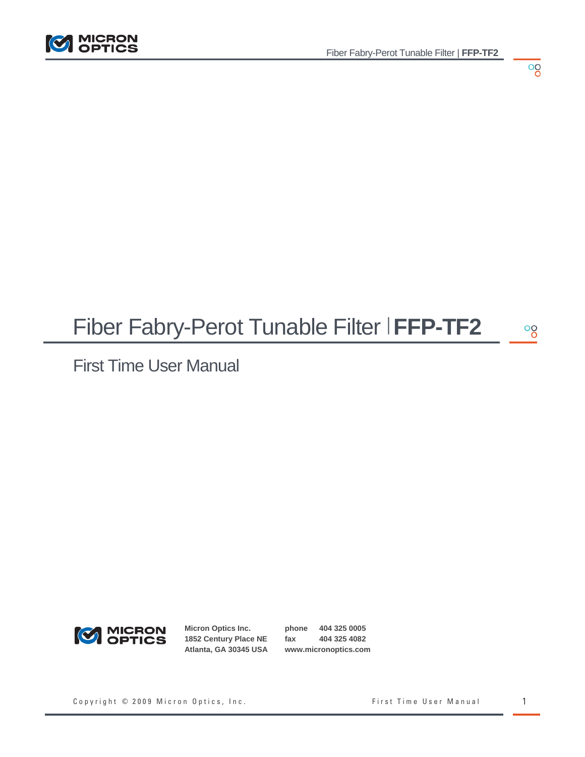# Fiber Fabry-Perot Tunable Filter | **FFP-TF2**

## First Time User Manual

**Micron Optics Inc.**
**1852 Century Place NE**
**Atlanta, GA 30345 USA**

**phone** 404 325 0005
**fax** 404 325 4082
**www.micronoptics.com**

Copyright © 2009 Micron Optics, Inc.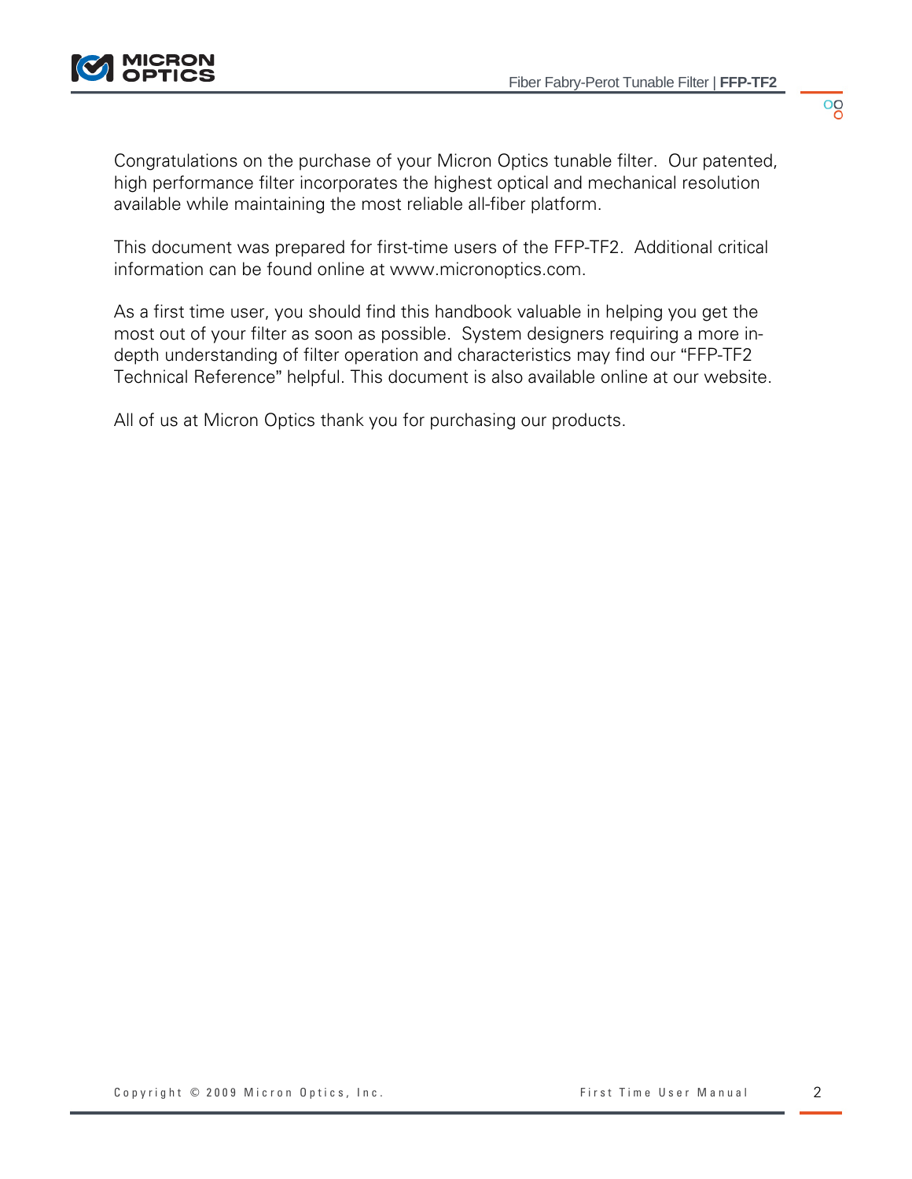Congratulations on the purchase of your Micron Optics tunable filter. Our patented, high performance filter incorporates the highest optical and mechanical resolution available while maintaining the most reliable all-fiber platform.

This document was prepared for first-time users of the FFP-TF2. Additional critical information can be found online at www.micronoptics.com.

As a first time user, you should find this handbook valuable in helping you get the most out of your filter as soon as possible. System designers requiring a more in-depth understanding of filter operation and characteristics may find our "FFP-TF2 Technical Reference" helpful. This document is also available online at our website.

All of us at Micron Optics thank you for purchasing our products.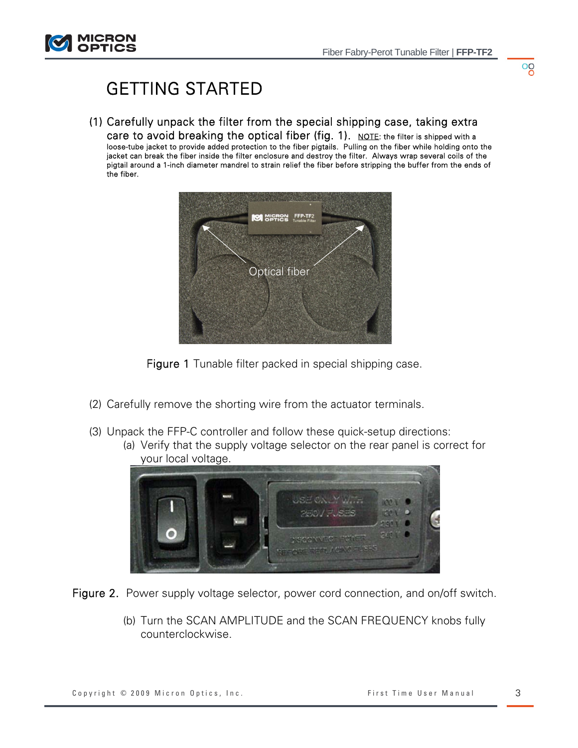# GETTING STARTED

(1) Carefully unpack the filter from the special shipping case, taking extra care to avoid breaking the optical fiber (fig. 1). NOTE: the filter is shipped with a loose-tube jacket to provide added protection to the fiber pigtails. Pulling on the fiber while holding onto the jacket can break the fiber inside the filter enclosure and destroy the filter. Always wrap several coils of the pigtail around a 1-inch diameter mandrel to strain relief the fiber before stripping the buffer from the ends of the fiber.

**Figure 1** Tunable filter packed in special shipping case.

(2) Carefully remove the shorting wire from the actuator terminals.

(3) Unpack the FFP-C controller and follow these quick-setup directions:

(a) Verify that the supply voltage selector on the rear panel is correct for your local voltage.

**Figure 2.** Power supply voltage selector, power cord connection, and on/off switch.

(b) Turn the SCAN AMPLITUDE and the SCAN FREQUENCY knobs fully counterclockwise.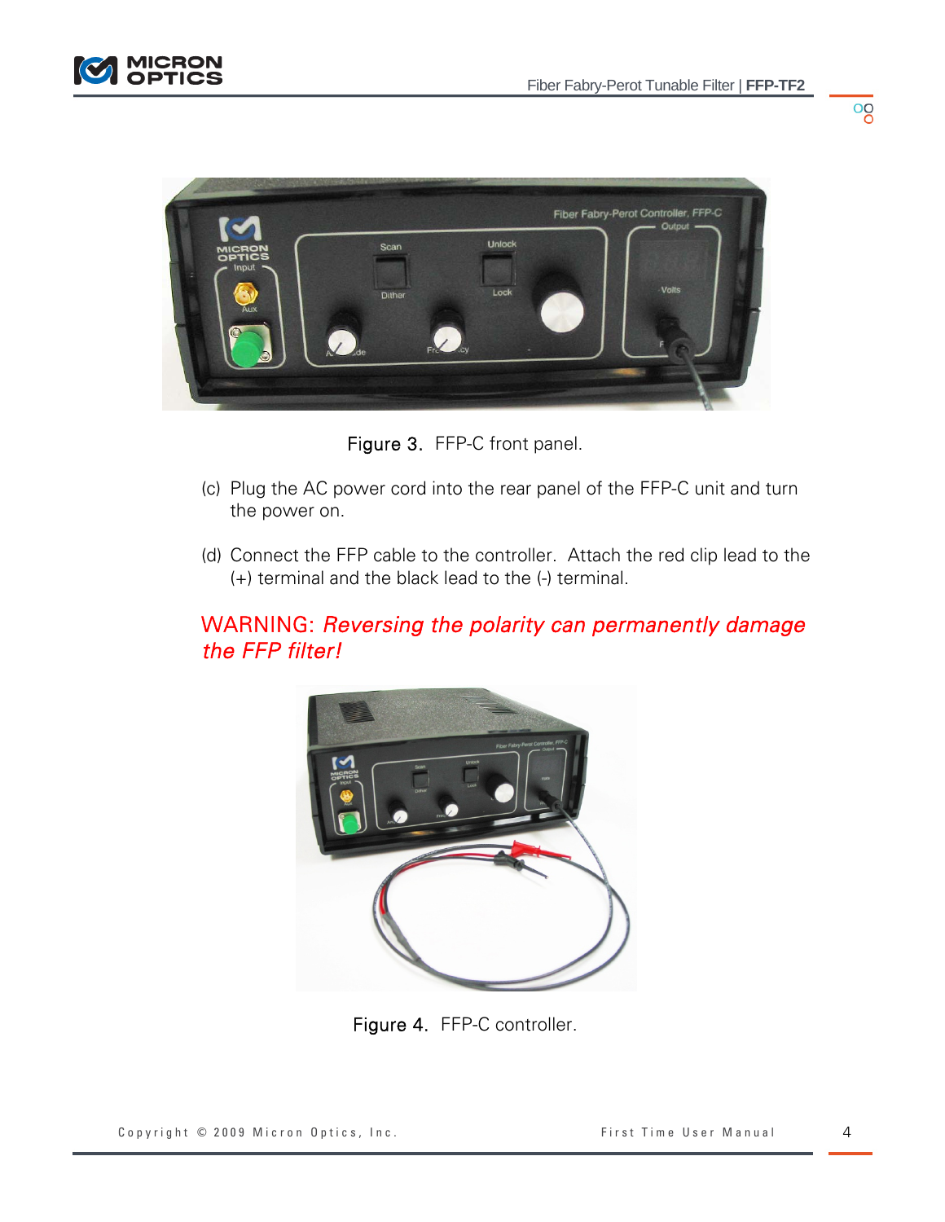Figure 3. FFP-C front panel.

(c) Plug the AC power cord into the rear panel of the FFP-C unit and turn the power on.

(d) Connect the FFP cable to the controller. Attach the red clip lead to the (+) terminal and the black lead to the (-) terminal.

WARNING: *Reversing the polarity can permanently damage the FFP filter!*

Figure 4. FFP-C controller.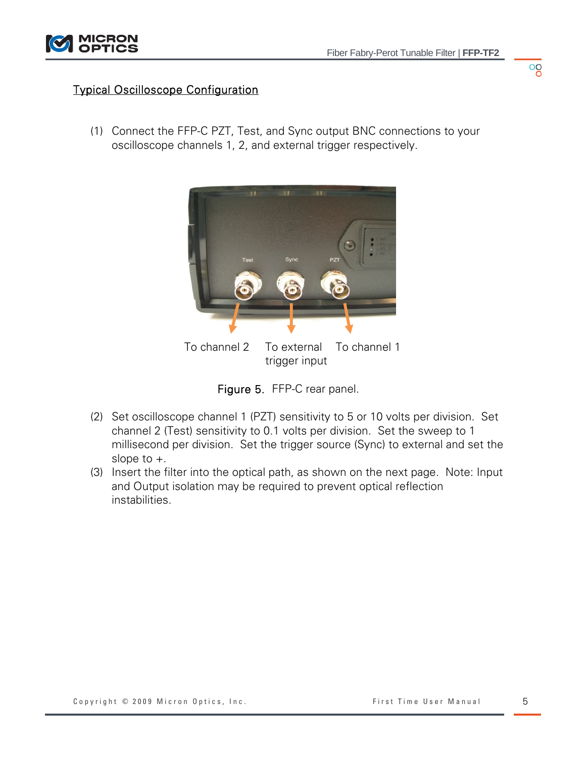## Typical Oscilloscope Configuration

(1) Connect the FFP-C PZT, Test, and Sync output BNC connections to your oscilloscope channels 1, 2, and external trigger respectively.

To channel 2 To external trigger input To channel 1

Figure 5. FFP-C rear panel.

(2) Set oscilloscope channel 1 (PZT) sensitivity to 5 or 10 volts per division. Set channel 2 (Test) sensitivity to 0.1 volts per division. Set the sweep to 1 millisecond per division. Set the trigger source (Sync) to external and set the slope to +.

(3) Insert the filter into the optical path, as shown on the next page. Note: Input and Output isolation may be required to prevent optical reflection instabilities.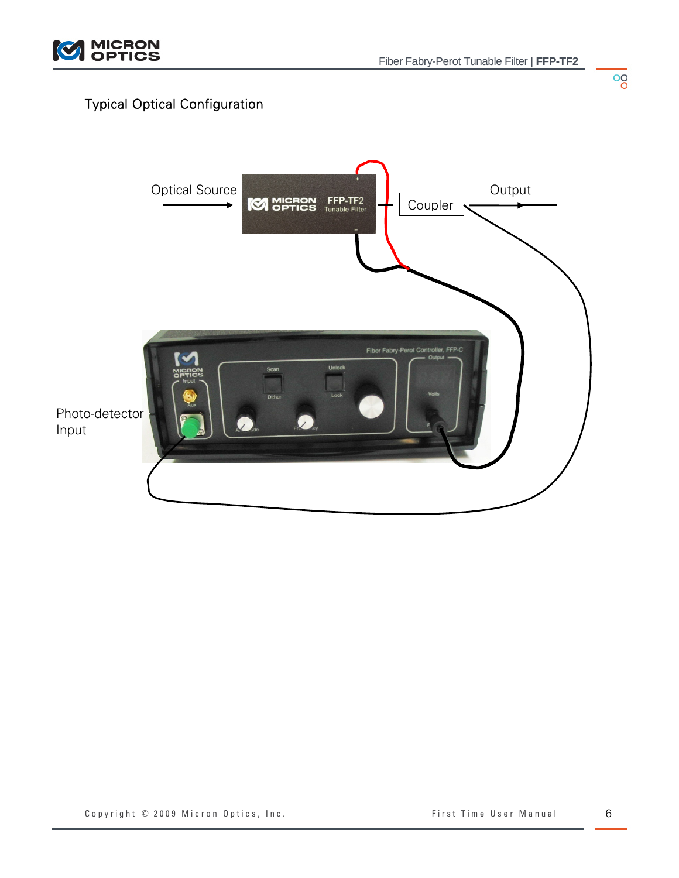## Typical Optical Configuration

Optical Source

Coupler

Output

Photo-detector Input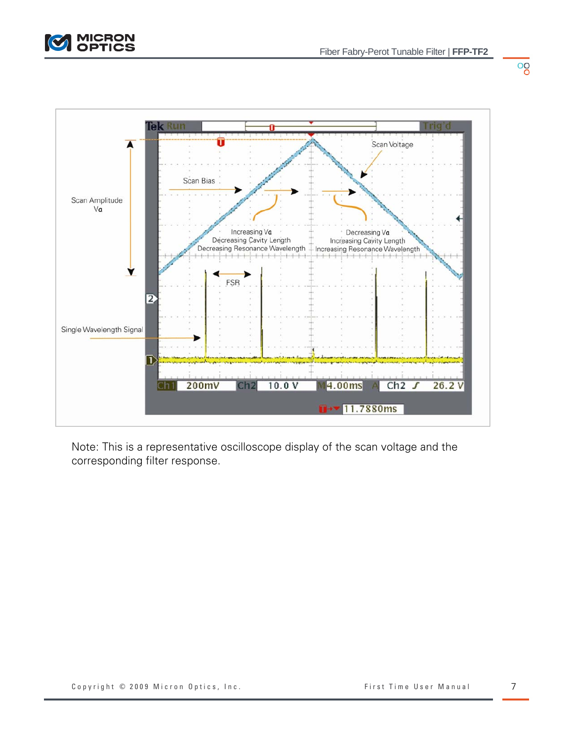Note: This is a representative oscilloscope display of the scan voltage and the corresponding filter response.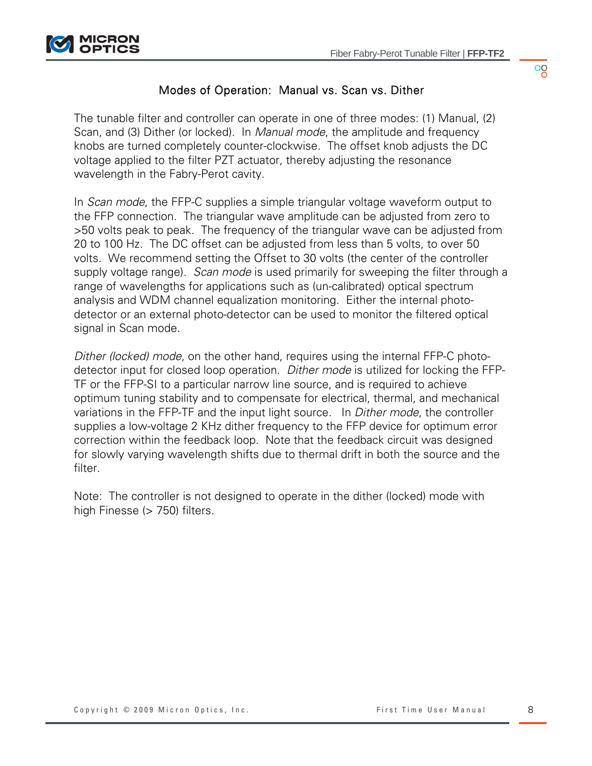## Modes of Operation: Manual vs. Scan vs. Dither

The tunable filter and controller can operate in one of three modes: (1) Manual, (2) Scan, and (3) Dither (or locked). In *Manual mode*, the amplitude and frequency knobs are turned completely counter-clockwise. The offset knob adjusts the DC voltage applied to the filter PZT actuator, thereby adjusting the resonance wavelength in the Fabry-Perot cavity.

In *Scan mode*, the FFP-C supplies a simple triangular voltage waveform output to the FFP connection. The triangular wave amplitude can be adjusted from zero to >50 volts peak to peak. The frequency of the triangular wave can be adjusted from 20 to 100 Hz. The DC offset can be adjusted from less than 5 volts, to over 50 volts. We recommend setting the Offset to 30 volts (the center of the controller supply voltage range). *Scan mode* is used primarily for sweeping the filter through a range of wavelengths for applications such as (un-calibrated) optical spectrum analysis and WDM channel equalization monitoring. Either the internal photo-detector or an external photo-detector can be used to monitor the filtered optical signal in Scan mode.

*Dither (locked) mode*, on the other hand, requires using the internal FFP-C photo-detector input for closed loop operation. *Dither mode* is utilized for locking the FFP-TF or the FFP-SI to a particular narrow line source, and is required to achieve optimum tuning stability and to compensate for electrical, thermal, and mechanical variations in the FFP-TF and the input light source. In *Dither mode*, the controller supplies a low-voltage 2 KHz dither frequency to the FFP device for optimum error correction within the feedback loop. Note that the feedback circuit was designed for slowly varying wavelength shifts due to thermal drift in both the source and the filter.

Note: The controller is not designed to operate in the dither (locked) mode with high Finesse (> 750) filters.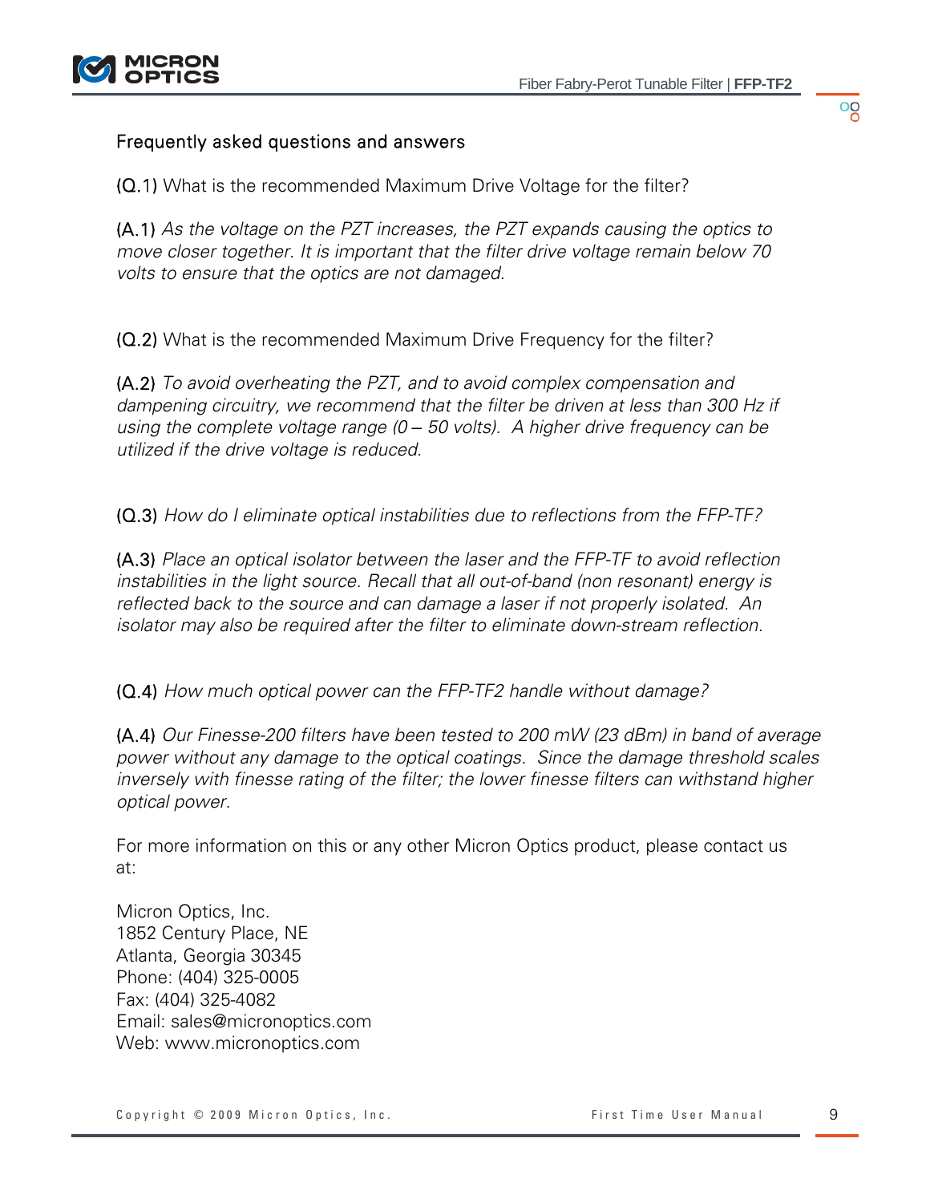## Frequently asked questions and answers

(Q.1) What is the recommended Maximum Drive Voltage for the filter?

(A.1) *As the voltage on the PZT increases, the PZT expands causing the optics to move closer together. It is important that the filter drive voltage remain below 70 volts to ensure that the optics are not damaged.*

(Q.2) What is the recommended Maximum Drive Frequency for the filter?

(A.2) *To avoid overheating the PZT, and to avoid complex compensation and dampening circuitry, we recommend that the filter be driven at less than 300 Hz if using the complete voltage range (0 – 50 volts). A higher drive frequency can be utilized if the drive voltage is reduced.*

(Q.3) *How do I eliminate optical instabilities due to reflections from the FFP-TF?*

(A.3) *Place an optical isolator between the laser and the FFP-TF to avoid reflection instabilities in the light source. Recall that all out-of-band (non resonant) energy is reflected back to the source and can damage a laser if not properly isolated. An isolator may also be required after the filter to eliminate down-stream reflection.*

(Q.4) *How much optical power can the FFP-TF2 handle without damage?*

(A.4) *Our Finesse-200 filters have been tested to 200 mW (23 dBm) in band of average power without any damage to the optical coatings. Since the damage threshold scales inversely with finesse rating of the filter; the lower finesse filters can withstand higher optical power.*

For more information on this or any other Micron Optics product, please contact us at:

Micron Optics, Inc.
1852 Century Place, NE
Atlanta, Georgia 30345
Phone: (404) 325-0005
Fax: (404) 325-4082
Email: sales@micronoptics.com
Web: www.micronoptics.com